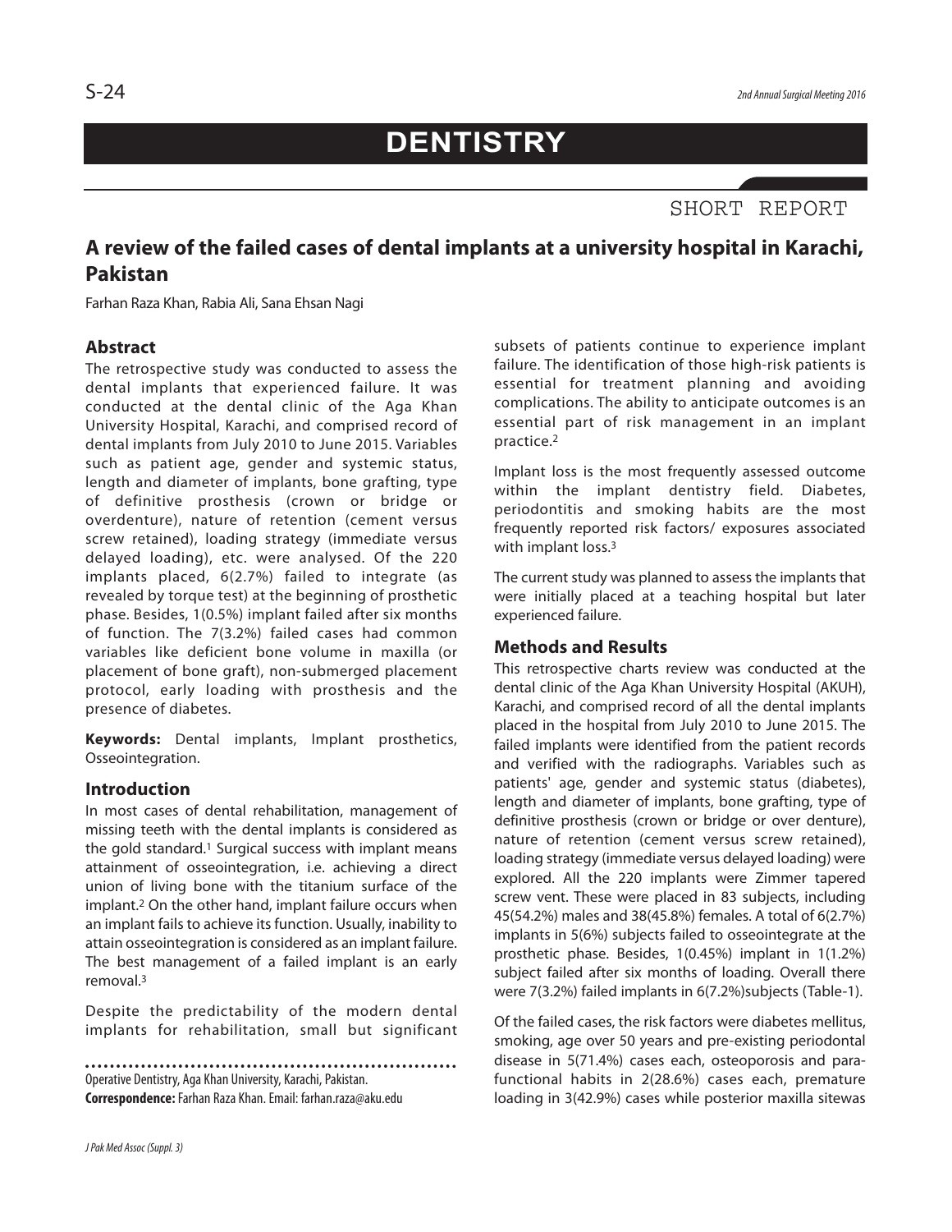# DENTISTRY

SHORT REPORT

## A review of the failed cases of dental implants at a university hospital in Karachi, Pakistan

Farhan Raza Khan, Rabia Ali, Sana Ehsan Nagi

### Abstract

The retrospective study was conducted to assess the dental implants that experienced failure. It was conducted at the dental clinic of the Aga Khan University Hospital, Karachi, and comprised record of dental implants from July 2010 to June 2015. Variables such as patient age, gender and systemic status, length and diameter of implants, bone grafting, type of definitive prosthesis (crown or bridge or overdenture), nature of retention (cement versus screw retained), loading strategy (immediate versus delayed loading), etc. were analysed. Of the 220 implants placed, 6(2.7%) failed to integrate (as revealed by torque test) at the beginning of prosthetic phase. Besides, 1(0.5%) implant failed after six months of function. The 7(3.2%) failed cases had common variables like deficient bone volume in maxilla (or placement of bone graft), non-submerged placement protocol, early loading with prosthesis and the presence of diabetes.

**Keywords:** Dental implants, Implant prosthetics, Osseointegration.

### Introduction

In most cases of dental rehabilitation, management of missing teeth with the dental implants is considered as the gold standard.[1] Surgical success with implant means attainment of osseointegration, i.e. achieving a direct union of living bone with the titanium surface of the implant.[2] On the other hand, implant failure occurs when an implant fails to achieve its function. Usually, inability to attain osseointegration is considered as an implant failure. The best management of a failed implant is an early removal.[3]

Despite the predictability of the modern dental implants for rehabilitation, small but significant subsets of patients continue to experience implant failure. The identification of those high-risk patients is essential for treatment planning and avoiding complications. The ability to anticipate outcomes is an essential part of risk management in an implant practice.[2]

Implant loss is the most frequently assessed outcome within the implant dentistry field. Diabetes, periodontitis and smoking habits are the most frequently reported risk factors/ exposures associated with implant loss.[3]

The current study was planned to assess the implants that were initially placed at a teaching hospital but later experienced failure.

### Methods and Results

This retrospective charts review was conducted at the dental clinic of the Aga Khan University Hospital (AKUH), Karachi, and comprised record of all the dental implants placed in the hospital from July 2010 to June 2015. The failed implants were identified from the patient records and verified with the radiographs. Variables such as patients' age, gender and systemic status (diabetes), length and diameter of implants, bone grafting, type of definitive prosthesis (crown or bridge or over denture), nature of retention (cement versus screw retained), loading strategy (immediate versus delayed loading) were explored. All the 220 implants were Zimmer tapered screw vent. These were placed in 83 subjects, including 45(54.2%) males and 38(45.8%) females. A total of 6(2.7%) implants in 5(6%) subjects failed to osseointegrate at the prosthetic phase. Besides, 1(0.45%) implant in 1(1.2%) subject failed after six months of loading. Overall there were 7(3.2%) failed implants in 6(7.2%)subjects (Table-1).

Of the failed cases, the risk factors were diabetes mellitus, smoking, age over 50 years and pre-existing periodontal disease in 5(71.4%) cases each, osteoporosis and para-functional habits in 2(28.6%) cases each, premature loading in 3(42.9%) cases while posterior maxilla sitewas

Operative Dentistry, Aga Khan University, Karachi, Pakistan.

**Correspondence:** Farhan Raza Khan. Email: farhan.raza@aku.edu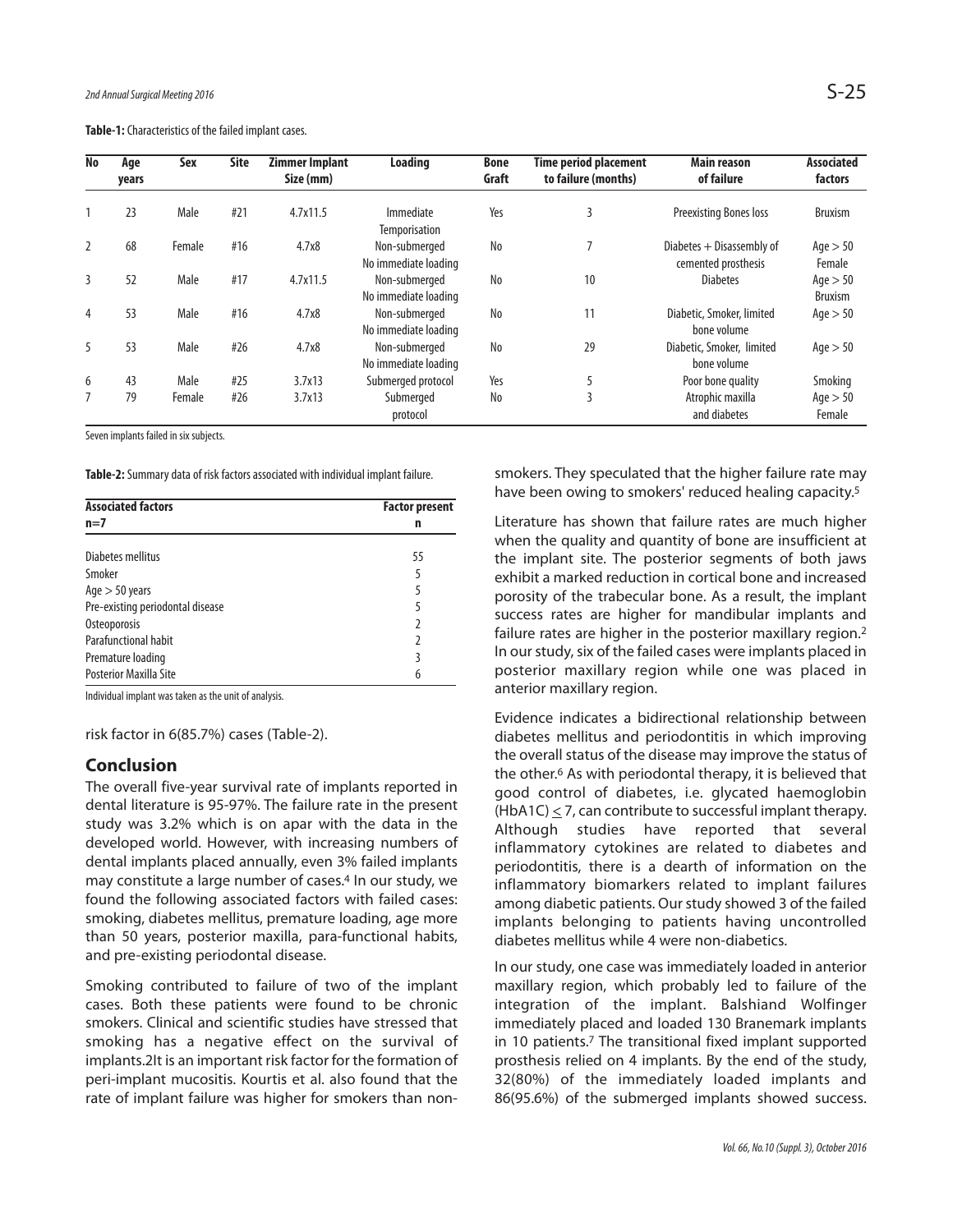**Table-1:** Characteristics of the failed implant cases.

| No | Age years | Sex | Site | Zimmer Implant Size (mm) | Loading | Bone Graft | Time period placement to failure (months) | Main reason of failure | Associated factors |
|---|---|---|---|---|---|---|---|---|---|
| 1 | 23 | Male | #21 | 4.7x11.5 | Immediate Temporisation | Yes | 3 | Preexisting Bones loss | Bruxism |
| 2 | 68 | Female | #16 | 4.7x8 | Non-submerged No immediate loading | No | 7 | Diabetes + Disassembly of cemented prosthesis | Age > 50 Female |
| 3 | 52 | Male | #17 | 4.7x11.5 | Non-submerged No immediate loading | No | 10 | Diabetes | Age > 50 Bruxism |
| 4 | 53 | Male | #16 | 4.7x8 | Non-submerged No immediate loading | No | 11 | Diabetic, Smoker, limited bone volume | Age > 50 |
| 5 | 53 | Male | #26 | 4.7x8 | Non-submerged No immediate loading | No | 29 | Diabetic, Smoker, limited bone volume | Age > 50 |
| 6 | 43 | Male | #25 | 3.7x13 | Submerged protocol | Yes | 5 | Poor bone quality | Smoking |
| 7 | 79 | Female | #26 | 3.7x13 | Submerged protocol | No | 3 | Atrophic maxilla and diabetes | Age > 50 Female |

Seven implants failed in six subjects.

**Table-2:** Summary data of risk factors associated with individual implant failure.

| Associated factors n=7 | Factor present n |
|---|---|
| Diabetes mellitus | 55 |
| Smoker | 5 |
| Age > 50 years | 5 |
| Pre-existing periodontal disease | 5 |
| Osteoporosis | 2 |
| Parafunctional habit | 2 |
| Premature loading | 3 |
| Posterior Maxilla Site | 6 |

Individual implant was taken as the unit of analysis.

risk factor in 6(85.7%) cases (Table-2).

## Conclusion

The overall five-year survival rate of implants reported in dental literature is 95-97%. The failure rate in the present study was 3.2% which is on apar with the data in the developed world. However, with increasing numbers of dental implants placed annually, even 3% failed implants may constitute a large number of cases.[4] In our study, we found the following associated factors with failed cases: smoking, diabetes mellitus, premature loading, age more than 50 years, posterior maxilla, para-functional habits, and pre-existing periodontal disease.

Smoking contributed to failure of two of the implant cases. Both these patients were found to be chronic smokers. Clinical and scientific studies have stressed that smoking has a negative effect on the survival of implants.2It is an important risk factor for the formation of peri-implant mucositis. Kourtis et al. also found that the rate of implant failure was higher for smokers than non-smokers. They speculated that the higher failure rate may have been owing to smokers' reduced healing capacity.[5]

Literature has shown that failure rates are much higher when the quality and quantity of bone are insufficient at the implant site. The posterior segments of both jaws exhibit a marked reduction in cortical bone and increased porosity of the trabecular bone. As a result, the implant success rates are higher for mandibular implants and failure rates are higher in the posterior maxillary region.[2] In our study, six of the failed cases were implants placed in posterior maxillary region while one was placed in anterior maxillary region.

Evidence indicates a bidirectional relationship between diabetes mellitus and periodontitis in which improving the overall status of the disease may improve the status of the other.[6] As with periodontal therapy, it is believed that good control of diabetes, i.e. glycated haemoglobin (HbA1C) $\leq$ 7, can contribute to successful implant therapy. Although studies have reported that several inflammatory cytokines are related to diabetes and periodontitis, there is a dearth of information on the inflammatory biomarkers related to implant failures among diabetic patients. Our study showed 3 of the failed implants belonging to patients having uncontrolled diabetes mellitus while 4 were non-diabetics.

In our study, one case was immediately loaded in anterior maxillary region, which probably led to failure of the integration of the implant. Balshiand Wolfinger immediately placed and loaded 130 Branemark implants in 10 patients.[7] The transitional fixed implant supported prosthesis relied on 4 implants. By the end of the study, 32(80%) of the immediately loaded implants and 86(95.6%) of the submerged implants showed success.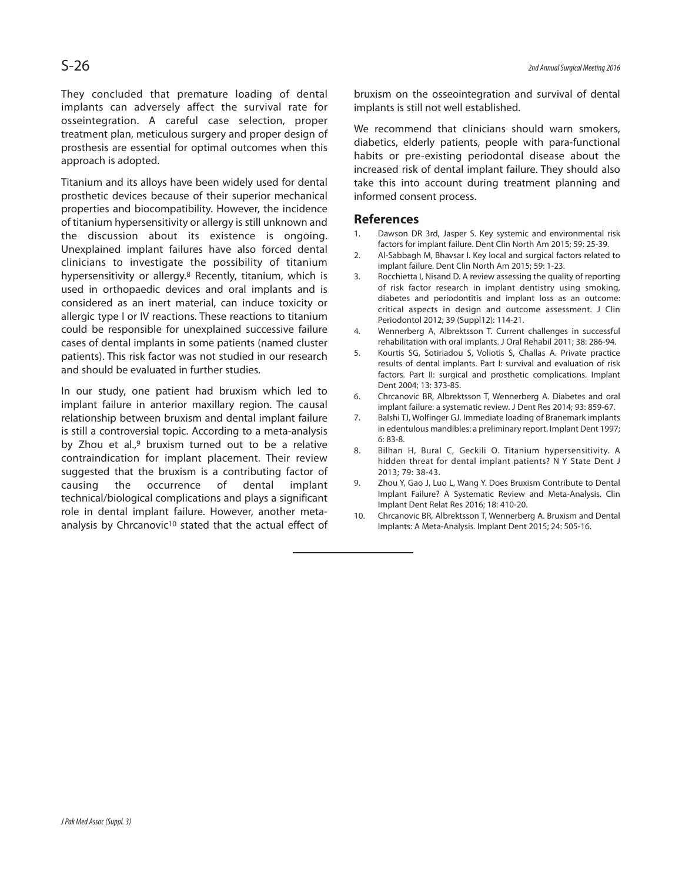They concluded that premature loading of dental implants can adversely affect the survival rate for osseointegration. A careful case selection, proper treatment plan, meticulous surgery and proper design of prosthesis are essential for optimal outcomes when this approach is adopted.

Titanium and its alloys have been widely used for dental prosthetic devices because of their superior mechanical properties and biocompatibility. However, the incidence of titanium hypersensitivity or allergy is still unknown and the discussion about its existence is ongoing. Unexplained implant failures have also forced dental clinicians to investigate the possibility of titanium hypersensitivity or allergy.[8] Recently, titanium, which is used in orthopaedic devices and oral implants and is considered as an inert material, can induce toxicity or allergic type I or IV reactions. These reactions to titanium could be responsible for unexplained successive failure cases of dental implants in some patients (named cluster patients). This risk factor was not studied in our research and should be evaluated in further studies.

In our study, one patient had bruxism which led to implant failure in anterior maxillary region. The causal relationship between bruxism and dental implant failure is still a controversial topic. According to a meta-analysis by Zhou et al.,[9] bruxism turned out to be a relative contraindication for implant placement. Their review suggested that the bruxism is a contributing factor of causing the occurrence of dental implant technical/biological complications and plays a significant role in dental implant failure. However, another meta-analysis by Chrcanovic[10] stated that the actual effect of bruxism on the osseointegration and survival of dental implants is still not well established.

We recommend that clinicians should warn smokers, diabetics, elderly patients, people with para-functional habits or pre-existing periodontal disease about the increased risk of dental implant failure. They should also take this into account during treatment planning and informed consent process.

## References

1. Dawson DR 3rd, Jasper S. Key systemic and environmental risk factors for implant failure. Dent Clin North Am 2015; 59: 25-39.
2. Al-Sabbagh M, Bhavsar I. Key local and surgical factors related to implant failure. Dent Clin North Am 2015; 59: 1-23.
3. Rocchietta I, Nisand D. A review assessing the quality of reporting of risk factor research in implant dentistry using smoking, diabetes and periodontitis and implant loss as an outcome: critical aspects in design and outcome assessment. J Clin Periodontol 2012; 39 (Suppl12): 114-21.
4. Wennerberg A, Albrektsson T. Current challenges in successful rehabilitation with oral implants. J Oral Rehabil 2011; 38: 286-94.
5. Kourtis SG, Sotiriadou S, Voliotis S, Challas A. Private practice results of dental implants. Part I: survival and evaluation of risk factors. Part II: surgical and prosthetic complications. Implant Dent 2004; 13: 373-85.
6. Chrcanovic BR, Albrektsson T, Wennerberg A. Diabetes and oral implant failure: a systematic review. J Dent Res 2014; 93: 859-67.
7. Balshi TJ, Wolfinger GJ. Immediate loading of Branemark implants in edentulous mandibles: a preliminary report. Implant Dent 1997; 6: 83-8.
8. Bilhan H, Bural C, Geckili O. Titanium hypersensitivity. A hidden threat for dental implant patients? N Y State Dent J 2013; 79: 38-43.
9. Zhou Y, Gao J, Luo L, Wang Y. Does Bruxism Contribute to Dental Implant Failure? A Systematic Review and Meta-Analysis. Clin Implant Dent Relat Res 2016; 18: 410-20.
10. Chrcanovic BR, Albrektsson T, Wennerberg A. Bruxism and Dental Implants: A Meta-Analysis. Implant Dent 2015; 24: 505-16.